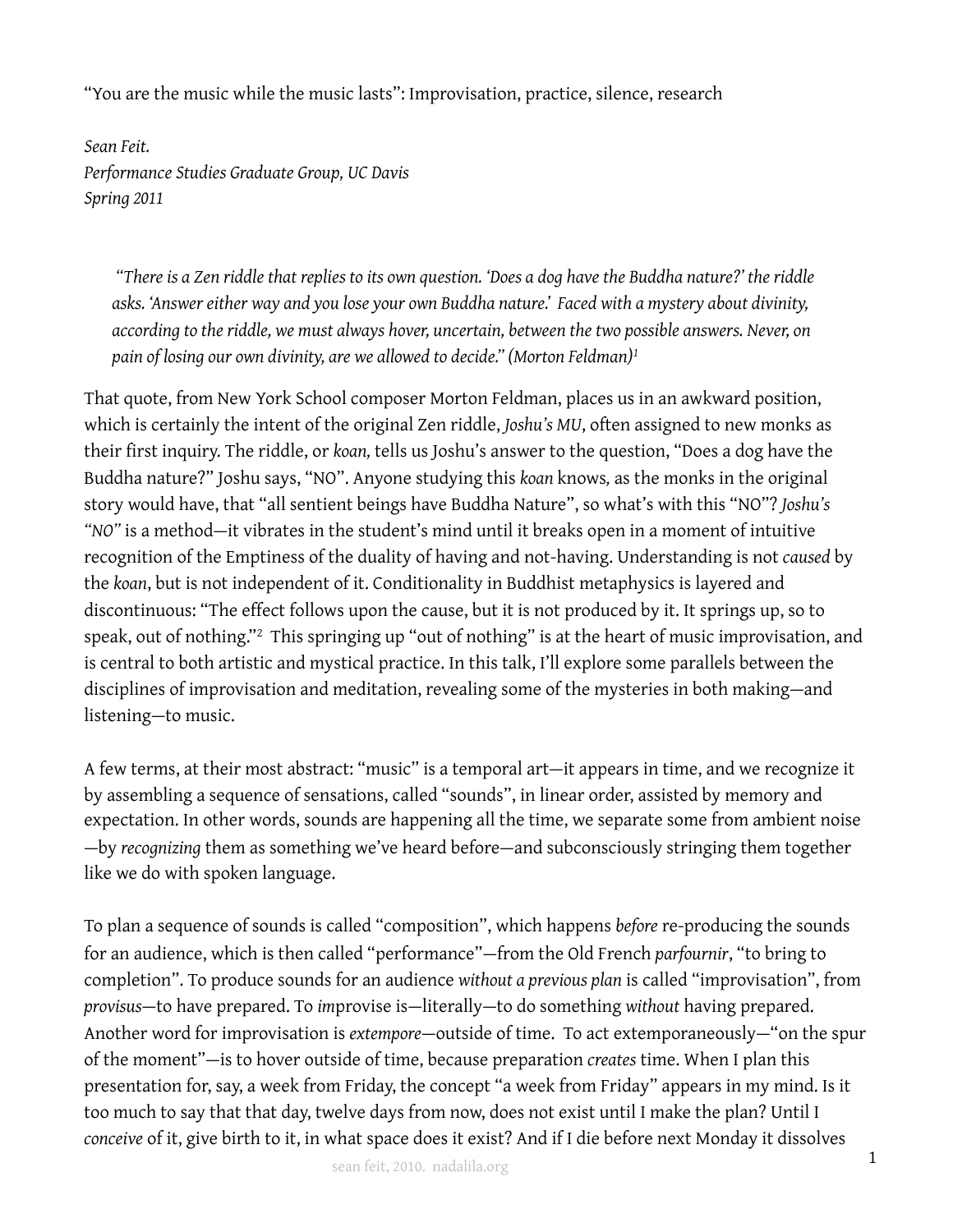# "You are the music while the music lasts": Improvisation, practice, silence, research

*Sean Feit.*
*Performance Studies Graduate Group, UC Davis*
*Spring 2011*

> *"There is a Zen riddle that replies to its own question. 'Does a dog have the Buddha nature?' the riddle asks. 'Answer either way and you lose your own Buddha nature.' Faced with a mystery about divinity, according to the riddle, we must always hover, uncertain, between the two possible answers. Never, on pain of losing our own divinity, are we allowed to decide." (Morton Feldman)*[1]

That quote, from New York School composer Morton Feldman, places us in an awkward position, which is certainly the intent of the original Zen riddle, *Joshu's MU*, often assigned to new monks as their first inquiry. The riddle, or *koan,* tells us Joshu's answer to the question, "Does a dog have the Buddha nature?" Joshu says, "NO". Anyone studying this *koan* knows, as the monks in the original story would have, that "all sentient beings have Buddha Nature", so what's with this "NO"? *Joshu's "NO"* is a method—it vibrates in the student's mind until it breaks open in a moment of intuitive recognition of the Emptiness of the duality of having and not-having. Understanding is not *caused* by the *koan*, but is not independent of it. Conditionality in Buddhist metaphysics is layered and discontinuous: "The effect follows upon the cause, but it is not produced by it. It springs up, so to speak, out of nothing."[2] This springing up "out of nothing" is at the heart of music improvisation, and is central to both artistic and mystical practice. In this talk, I'll explore some parallels between the disciplines of improvisation and meditation, revealing some of the mysteries in both making—and listening—to music.

A few terms, at their most abstract: "music" is a temporal art—it appears in time, and we recognize it by assembling a sequence of sensations, called "sounds", in linear order, assisted by memory and expectation. In other words, sounds are happening all the time, we separate some from ambient noise —by *recognizing* them as something we've heard before—and subconsciously stringing them together like we do with spoken language.

To plan a sequence of sounds is called "composition", which happens *before* re-producing the sounds for an audience, which is then called "performance"—from the Old French *parfournir*, "to bring to completion". To produce sounds for an audience *without a previous plan* is called "improvisation", from *provisus*—to have prepared. To *im*provise is—literally—to do something *without* having prepared. Another word for improvisation is *extempore*—outside of time. To act extemporaneously—"on the spur of the moment"—is to hover outside of time, because preparation *creates* time. When I plan this presentation for, say, a week from Friday, the concept "a week from Friday" appears in my mind. Is it too much to say that that day, twelve days from now, does not exist until I make the plan? Until I *conceive* of it, give birth to it, in what space does it exist? And if I die before next Monday it dissolves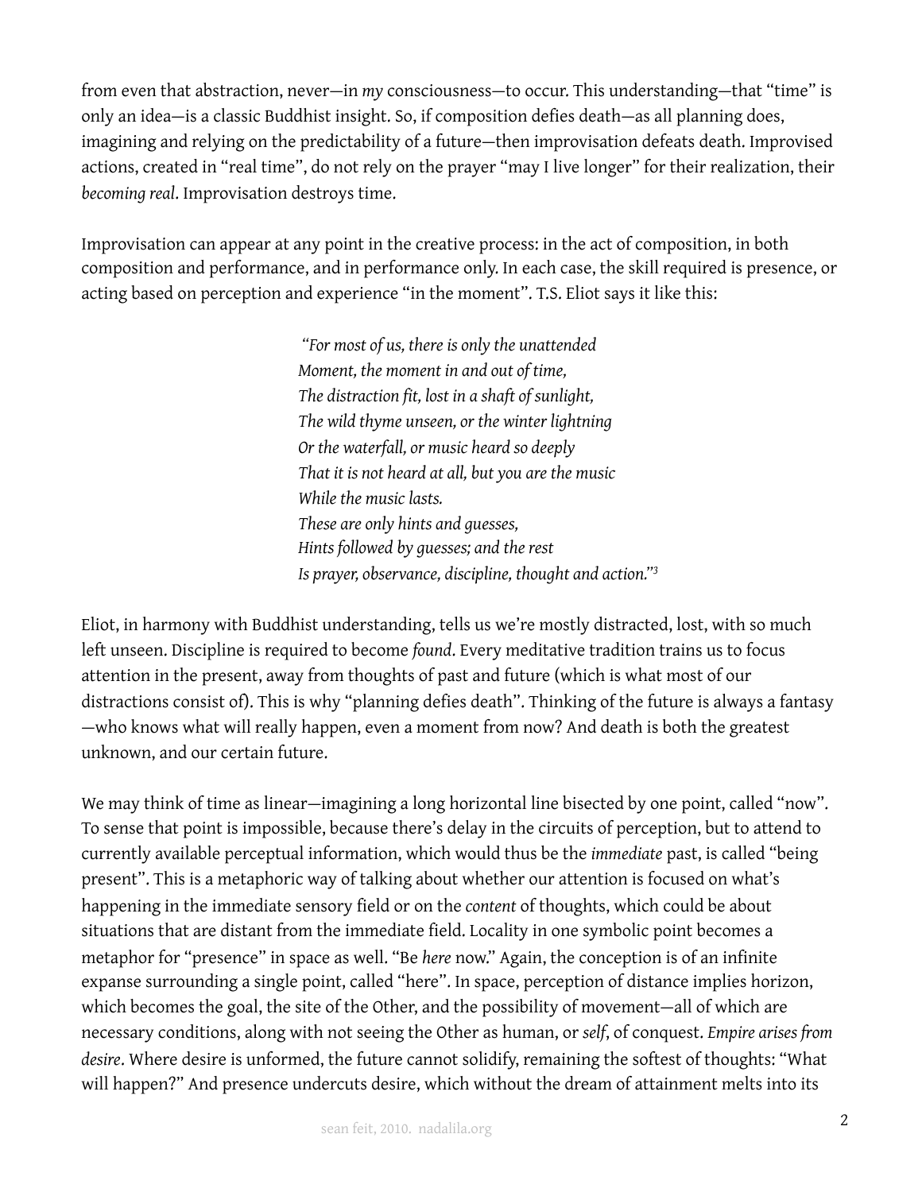from even that abstraction, never—in *my* consciousness—to occur. This understanding—that "time" is only an idea—is a classic Buddhist insight. So, if composition defies death—as all planning does, imagining and relying on the predictability of a future—then improvisation defeats death. Improvised actions, created in "real time", do not rely on the prayer "may I live longer" for their realization, their *becoming real*. Improvisation destroys time.

Improvisation can appear at any point in the creative process: in the act of composition, in both composition and performance, and in performance only. In each case, the skill required is presence, or acting based on perception and experience "in the moment". T.S. Eliot says it like this:

> *"For most of us, there is only the unattended*
> *Moment, the moment in and out of time,*
> *The distraction fit, lost in a shaft of sunlight,*
> *The wild thyme unseen, or the winter lightning*
> *Or the waterfall, or music heard so deeply*
> *That it is not heard at all, but you are the music*
> *While the music lasts.*
> *These are only hints and guesses,*
> *Hints followed by guesses; and the rest*
> *Is prayer, observance, discipline, thought and action."*[3]

Eliot, in harmony with Buddhist understanding, tells us we're mostly distracted, lost, with so much left unseen. Discipline is required to become *found*. Every meditative tradition trains us to focus attention in the present, away from thoughts of past and future (which is what most of our distractions consist of). This is why "planning defies death". Thinking of the future is always a fantasy —who knows what will really happen, even a moment from now? And death is both the greatest unknown, and our certain future.

We may think of time as linear—imagining a long horizontal line bisected by one point, called "now". To sense that point is impossible, because there's delay in the circuits of perception, but to attend to currently available perceptual information, which would thus be the *immediate* past, is called "being present". This is a metaphoric way of talking about whether our attention is focused on what's happening in the immediate sensory field or on the *content* of thoughts, which could be about situations that are distant from the immediate field. Locality in one symbolic point becomes a metaphor for "presence" in space as well. "Be *here* now." Again, the conception is of an infinite expanse surrounding a single point, called "here". In space, perception of distance implies horizon, which becomes the goal, the site of the Other, and the possibility of movement—all of which are necessary conditions, along with not seeing the Other as human, or *self*, of conquest. *Empire arises from desire*. Where desire is unformed, the future cannot solidify, remaining the softest of thoughts: "What will happen?" And presence undercuts desire, which without the dream of attainment melts into its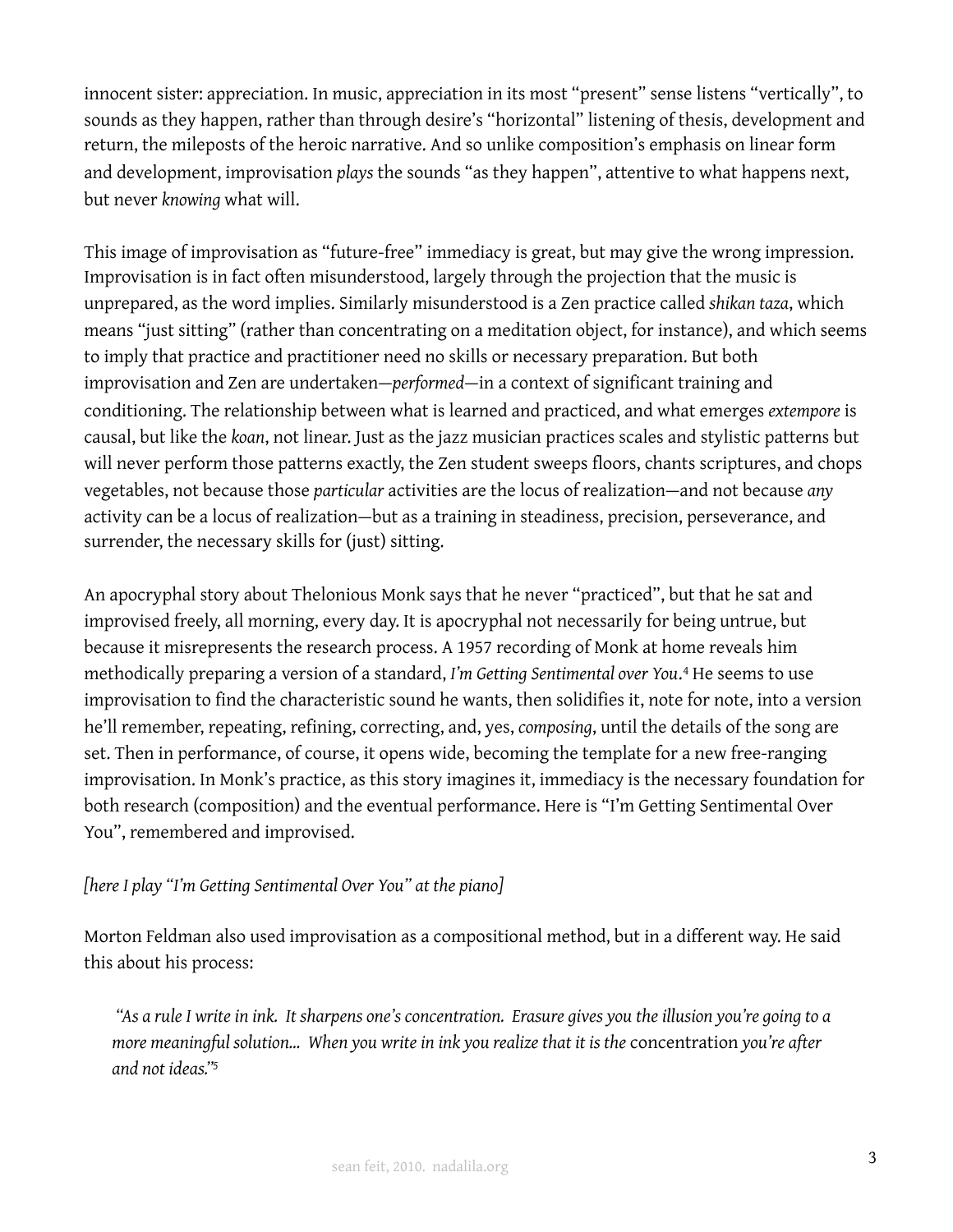innocent sister: appreciation. In music, appreciation in its most "present" sense listens "vertically", to sounds as they happen, rather than through desire's "horizontal" listening of thesis, development and return, the mileposts of the heroic narrative. And so unlike composition's emphasis on linear form and development, improvisation *plays* the sounds "as they happen", attentive to what happens next, but never *knowing* what will.

This image of improvisation as "future-free" immediacy is great, but may give the wrong impression. Improvisation is in fact often misunderstood, largely through the projection that the music is unprepared, as the word implies. Similarly misunderstood is a Zen practice called *shikan taza*, which means "just sitting" (rather than concentrating on a meditation object, for instance), and which seems to imply that practice and practitioner need no skills or necessary preparation. But both improvisation and Zen are undertaken—*performed*—in a context of significant training and conditioning. The relationship between what is learned and practiced, and what emerges *extempore* is causal, but like the *koan*, not linear. Just as the jazz musician practices scales and stylistic patterns but will never perform those patterns exactly, the Zen student sweeps floors, chants scriptures, and chops vegetables, not because those *particular* activities are the locus of realization—and not because *any* activity can be a locus of realization—but as a training in steadiness, precision, perseverance, and surrender, the necessary skills for (just) sitting.

An apocryphal story about Thelonious Monk says that he never "practiced", but that he sat and improvised freely, all morning, every day. It is apocryphal not necessarily for being untrue, but because it misrepresents the research process. A 1957 recording of Monk at home reveals him methodically preparing a version of a standard, *I'm Getting Sentimental over You*.[4] He seems to use improvisation to find the characteristic sound he wants, then solidifies it, note for note, into a version he'll remember, repeating, refining, correcting, and, yes, *composing*, until the details of the song are set. Then in performance, of course, it opens wide, becoming the template for a new free-ranging improvisation. In Monk's practice, as this story imagines it, immediacy is the necessary foundation for both research (composition) and the eventual performance. Here is "I'm Getting Sentimental Over You", remembered and improvised.

*[here I play "I'm Getting Sentimental Over You" at the piano]*

Morton Feldman also used improvisation as a compositional method, but in a different way. He said this about his process:

> *"As a rule I write in ink. It sharpens one's concentration. Erasure gives you the illusion you're going to a more meaningful solution... When you write in ink you realize that it is the* concentration *you're after and not ideas."*[5]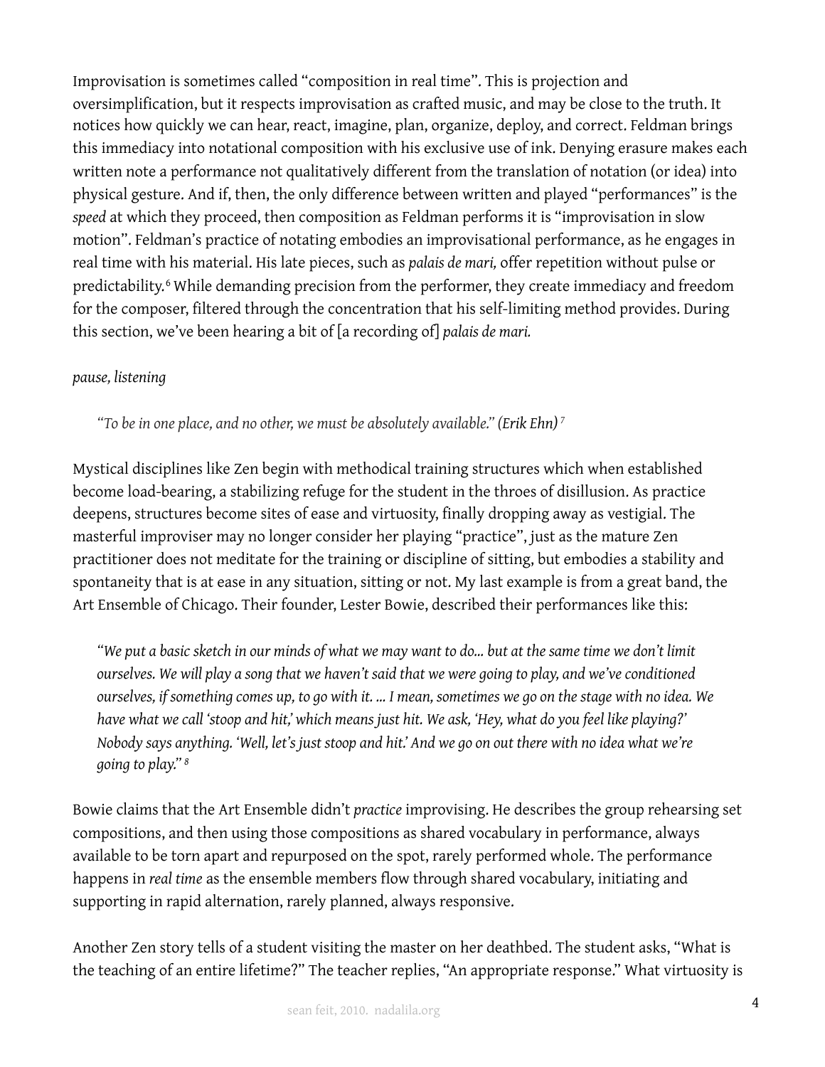Improvisation is sometimes called "composition in real time". This is projection and oversimplification, but it respects improvisation as crafted music, and may be close to the truth. It notices how quickly we can hear, react, imagine, plan, organize, deploy, and correct. Feldman brings this immediacy into notational composition with his exclusive use of ink. Denying erasure makes each written note a performance not qualitatively different from the translation of notation (or idea) into physical gesture. And if, then, the only difference between written and played "performances" is the *speed* at which they proceed, then composition as Feldman performs it is "improvisation in slow motion". Feldman's practice of notating embodies an improvisational performance, as he engages in real time with his material. His late pieces, such as *palais de mari,* offer repetition without pulse or predictability.[6] While demanding precision from the performer, they create immediacy and freedom for the composer, filtered through the concentration that his self-limiting method provides. During this section, we've been hearing a bit of [a recording of] *palais de mari.*

*pause, listening*

> *"To be in one place, and no other, we must be absolutely available." (Erik Ehn)*[7]

Mystical disciplines like Zen begin with methodical training structures which when established become load-bearing, a stabilizing refuge for the student in the throes of disillusion. As practice deepens, structures become sites of ease and virtuosity, finally dropping away as vestigial. The masterful improviser may no longer consider her playing "practice", just as the mature Zen practitioner does not meditate for the training or discipline of sitting, but embodies a stability and spontaneity that is at ease in any situation, sitting or not. My last example is from a great band, the Art Ensemble of Chicago. Their founder, Lester Bowie, described their performances like this:

> *"We put a basic sketch in our minds of what we may want to do... but at the same time we don't limit ourselves. We will play a song that we haven't said that we were going to play, and we've conditioned ourselves, if something comes up, to go with it. ... I mean, sometimes we go on the stage with no idea. We have what we call 'stoop and hit,' which means just hit. We ask, 'Hey, what do you feel like playing?' Nobody says anything. 'Well, let's just stoop and hit.' And we go on out there with no idea what we're going to play."*[8]

Bowie claims that the Art Ensemble didn't *practice* improvising. He describes the group rehearsing set compositions, and then using those compositions as shared vocabulary in performance, always available to be torn apart and repurposed on the spot, rarely performed whole. The performance happens in *real time* as the ensemble members flow through shared vocabulary, initiating and supporting in rapid alternation, rarely planned, always responsive.

Another Zen story tells of a student visiting the master on her deathbed. The student asks, "What is the teaching of an entire lifetime?" The teacher replies, "An appropriate response." What virtuosity is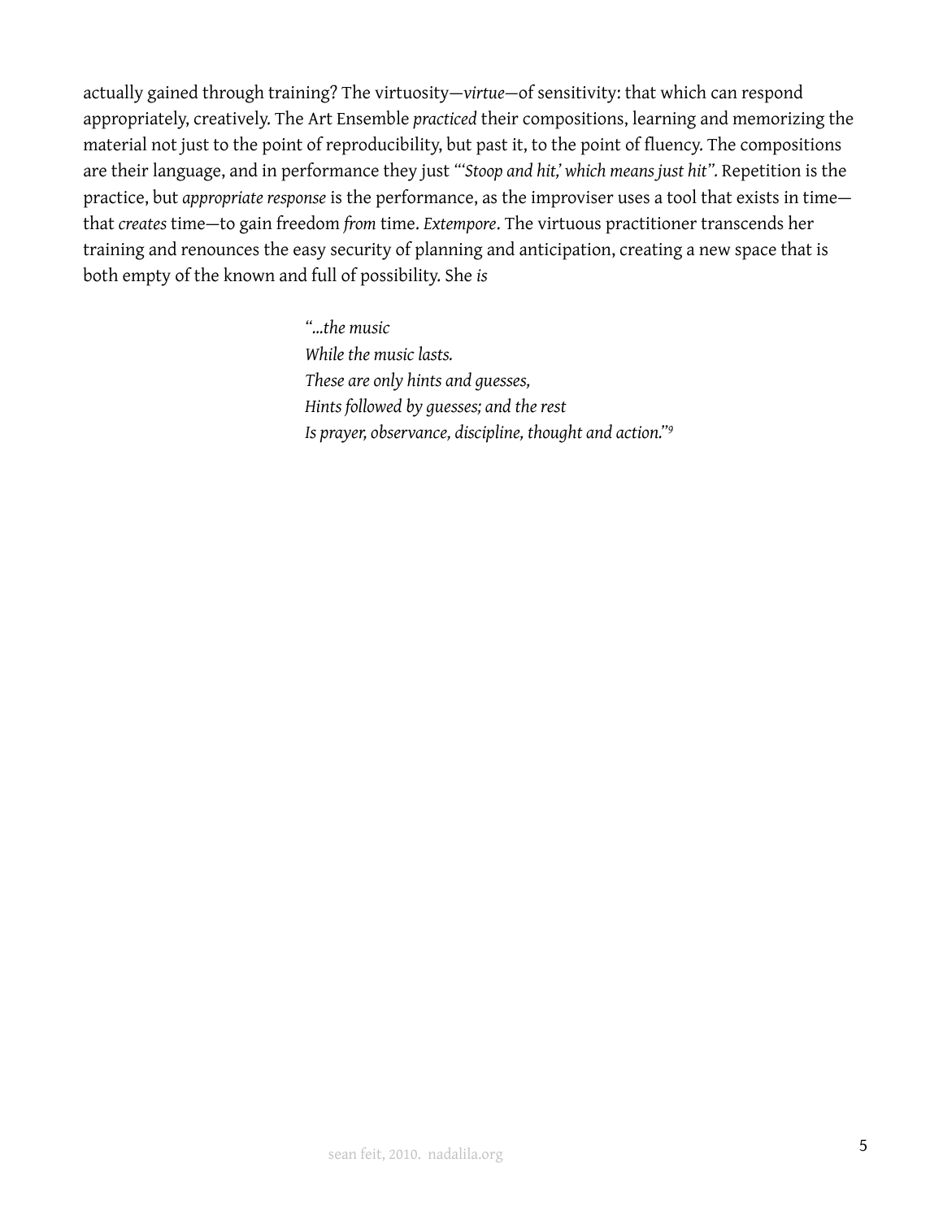actually gained through training? The virtuosity—*virtue*—of sensitivity: that which can respond appropriately, creatively. The Art Ensemble *practiced* their compositions, learning and memorizing the material not just to the point of reproducibility, but past it, to the point of fluency. The compositions are their language, and in performance they just *"'Stoop and hit,' which means just hit"*. Repetition is the practice, but *appropriate response* is the performance, as the improviser uses a tool that exists in time—that *creates* time—to gain freedom *from* time. *Extempore*. The virtuous practitioner transcends her training and renounces the easy security of planning and anticipation, creating a new space that is both empty of the known and full of possibility. She *is*

> *"...the music*
> *While the music lasts.*
> *These are only hints and guesses,*
> *Hints followed by guesses; and the rest*
> *Is prayer, observance, discipline, thought and action."*[9]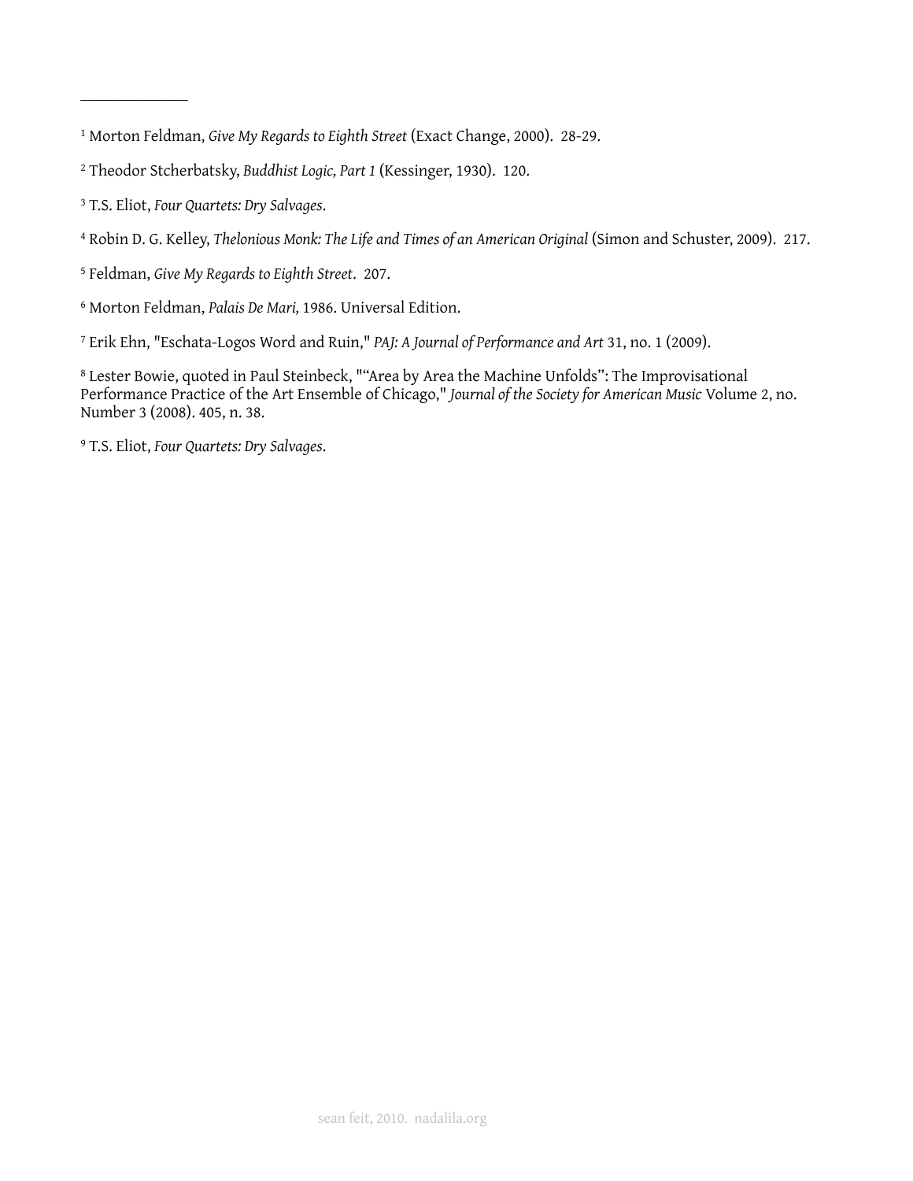---

[1] Morton Feldman, *Give My Regards to Eighth Street* (Exact Change, 2000). 28-29.

[2] Theodor Stcherbatsky, *Buddhist Logic, Part 1* (Kessinger, 1930). 120.

[3] T.S. Eliot, *Four Quartets: Dry Salvages*.

[4] Robin D. G. Kelley, *Thelonious Monk: The Life and Times of an American Original* (Simon and Schuster, 2009). 217.

[5] Feldman, *Give My Regards to Eighth Street*. 207.

[6] Morton Feldman, *Palais De Mari,* 1986. Universal Edition.

[7] Erik Ehn, "Eschata-Logos Word and Ruin," *PAJ: A Journal of Performance and Art* 31, no. 1 (2009).

[8] Lester Bowie, quoted in Paul Steinbeck, ""Area by Area the Machine Unfolds": The Improvisational Performance Practice of the Art Ensemble of Chicago," *Journal of the Society for American Music* Volume 2, no. Number 3 (2008). 405, n. 38.

[9] T.S. Eliot, *Four Quartets: Dry Salvages*.